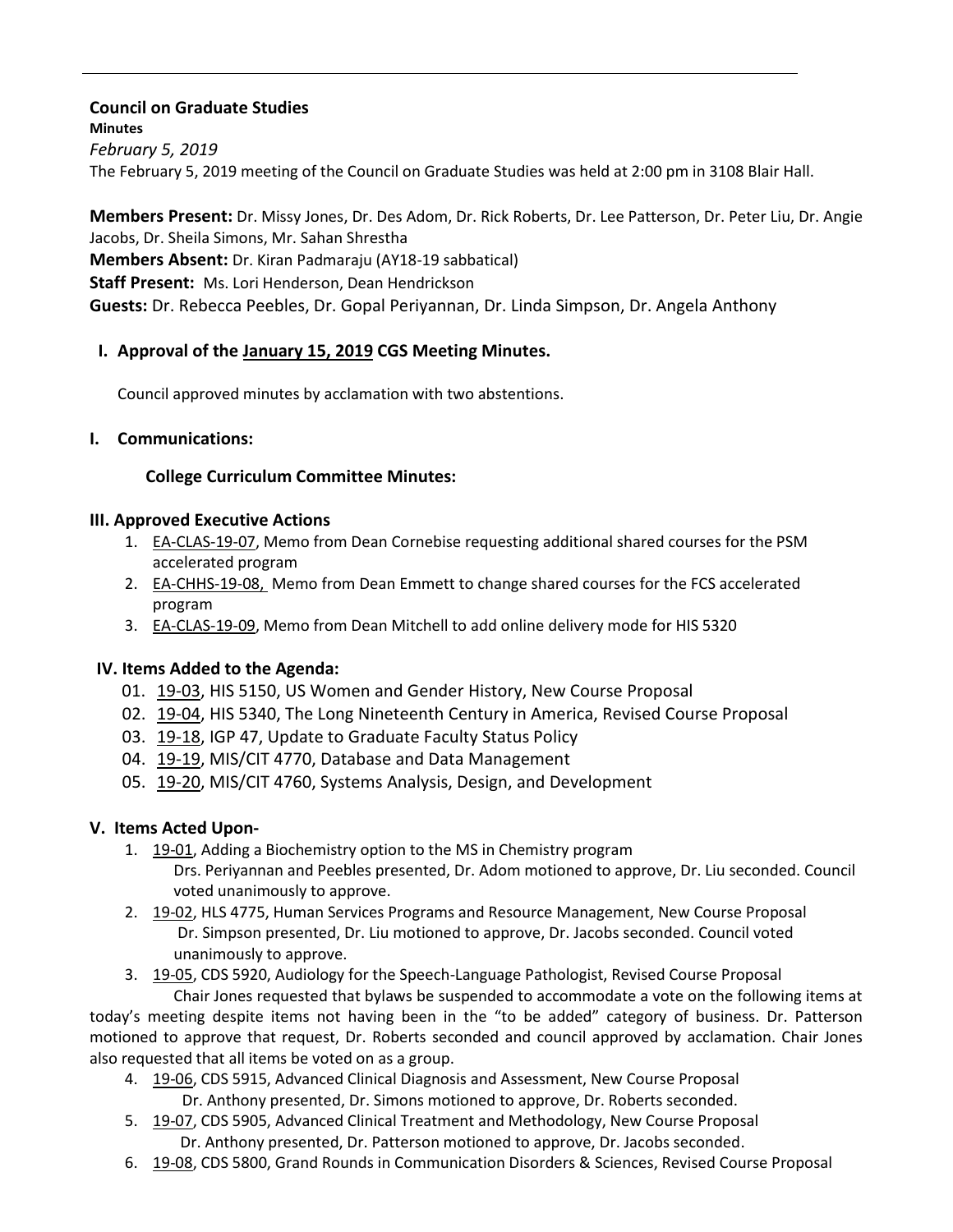**Council on Graduate Studies**

**Minutes**

*February 5, 2019*

The February 5, 2019 meeting of the Council on Graduate Studies was held at 2:00 pm in 3108 Blair Hall.

**Members Present:** Dr. Missy Jones, Dr. Des Adom, Dr. Rick Roberts, Dr. Lee Patterson, Dr. Peter Liu, Dr. Angie Jacobs, Dr. Sheila Simons, Mr. Sahan Shrestha

**Members Absent:** Dr. Kiran Padmaraju (AY18-19 sabbatical)

**Staff Present:** Ms. Lori Henderson, Dean Hendrickson

**Guests:** Dr. Rebecca Peebles, Dr. Gopal Periyannan, Dr. Linda Simpson, Dr. Angela Anthony

## I. Approval of the January 15, 2019 CGS Meeting Minutes.

Council approved minutes by acclamation with two abstentions.

## I. Communications:

**College Curriculum Committee Minutes:**

## III. Approved Executive Actions

1. EA-CLAS-19-07, Memo from Dean Cornebise requesting additional shared courses for the PSM accelerated program
2. EA-CHHS-19-08, Memo from Dean Emmett to change shared courses for the FCS accelerated program
3. EA-CLAS-19-09, Memo from Dean Mitchell to add online delivery mode for HIS 5320

## IV. Items Added to the Agenda:

01. 19-03, HIS 5150, US Women and Gender History, New Course Proposal
02. 19-04, HIS 5340, The Long Nineteenth Century in America, Revised Course Proposal
03. 19-18, IGP 47, Update to Graduate Faculty Status Policy
04. 19-19, MIS/CIT 4770, Database and Data Management
05. 19-20, MIS/CIT 4760, Systems Analysis, Design, and Development

## V. Items Acted Upon-

1. 19-01, Adding a Biochemistry option to the MS in Chemistry program
   Drs. Periyannan and Peebles presented, Dr. Adom motioned to approve, Dr. Liu seconded. Council voted unanimously to approve.
2. 19-02, HLS 4775, Human Services Programs and Resource Management, New Course Proposal
   Dr. Simpson presented, Dr. Liu motioned to approve, Dr. Jacobs seconded. Council voted unanimously to approve.
3. 19-05, CDS 5920, Audiology for the Speech-Language Pathologist, Revised Course Proposal

Chair Jones requested that bylaws be suspended to accommodate a vote on the following items at today's meeting despite items not having been in the "to be added" category of business. Dr. Patterson motioned to approve that request, Dr. Roberts seconded and council approved by acclamation. Chair Jones also requested that all items be voted on as a group.

4. 19-06, CDS 5915, Advanced Clinical Diagnosis and Assessment, New Course Proposal
   Dr. Anthony presented, Dr. Simons motioned to approve, Dr. Roberts seconded.
5. 19-07, CDS 5905, Advanced Clinical Treatment and Methodology, New Course Proposal
   Dr. Anthony presented, Dr. Patterson motioned to approve, Dr. Jacobs seconded.
6. 19-08, CDS 5800, Grand Rounds in Communication Disorders & Sciences, Revised Course Proposal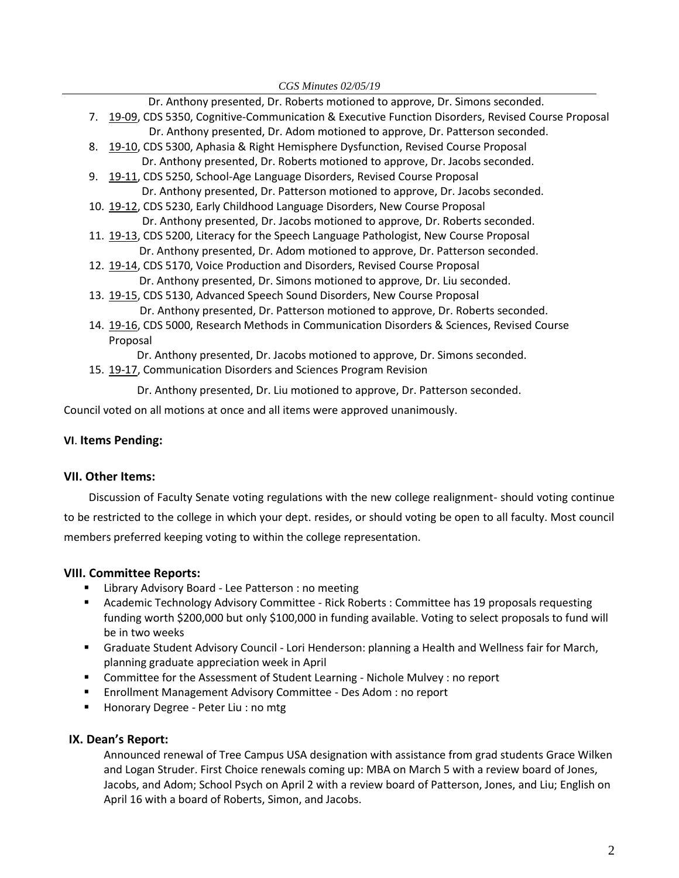Dr. Anthony presented, Dr. Roberts motioned to approve, Dr. Simons seconded.

7. 19-09, CDS 5350, Cognitive-Communication & Executive Function Disorders, Revised Course Proposal
   Dr. Anthony presented, Dr. Adom motioned to approve, Dr. Patterson seconded.
8. 19-10, CDS 5300, Aphasia & Right Hemisphere Dysfunction, Revised Course Proposal
   Dr. Anthony presented, Dr. Roberts motioned to approve, Dr. Jacobs seconded.
9. 19-11, CDS 5250, School-Age Language Disorders, Revised Course Proposal
   Dr. Anthony presented, Dr. Patterson motioned to approve, Dr. Jacobs seconded.
10. 19-12, CDS 5230, Early Childhood Language Disorders, New Course Proposal
    Dr. Anthony presented, Dr. Jacobs motioned to approve, Dr. Roberts seconded.
11. 19-13, CDS 5200, Literacy for the Speech Language Pathologist, New Course Proposal
    Dr. Anthony presented, Dr. Adom motioned to approve, Dr. Patterson seconded.
12. 19-14, CDS 5170, Voice Production and Disorders, Revised Course Proposal
    Dr. Anthony presented, Dr. Simons motioned to approve, Dr. Liu seconded.
13. 19-15, CDS 5130, Advanced Speech Sound Disorders, New Course Proposal
    Dr. Anthony presented, Dr. Patterson motioned to approve, Dr. Roberts seconded.
14. 19-16, CDS 5000, Research Methods in Communication Disorders & Sciences, Revised Course Proposal
    Dr. Anthony presented, Dr. Jacobs motioned to approve, Dr. Simons seconded.
15. 19-17, Communication Disorders and Sciences Program Revision
    Dr. Anthony presented, Dr. Liu motioned to approve, Dr. Patterson seconded.

Council voted on all motions at once and all items were approved unanimously.

### VI. Items Pending:

### VII. Other Items:

Discussion of Faculty Senate voting regulations with the new college realignment- should voting continue to be restricted to the college in which your dept. resides, or should voting be open to all faculty. Most council members preferred keeping voting to within the college representation.

### VIII. Committee Reports:

- Library Advisory Board - Lee Patterson : no meeting
- Academic Technology Advisory Committee - Rick Roberts : Committee has 19 proposals requesting funding worth $200,000 but only $100,000 in funding available. Voting to select proposals to fund will be in two weeks
- Graduate Student Advisory Council - Lori Henderson: planning a Health and Wellness fair for March, planning graduate appreciation week in April
- Committee for the Assessment of Student Learning - Nichole Mulvey : no report
- Enrollment Management Advisory Committee - Des Adom : no report
- Honorary Degree - Peter Liu : no mtg

### IX. Dean's Report:

Announced renewal of Tree Campus USA designation with assistance from grad students Grace Wilken and Logan Struder. First Choice renewals coming up: MBA on March 5 with a review board of Jones, Jacobs, and Adom; School Psych on April 2 with a review board of Patterson, Jones, and Liu; English on April 16 with a board of Roberts, Simon, and Jacobs.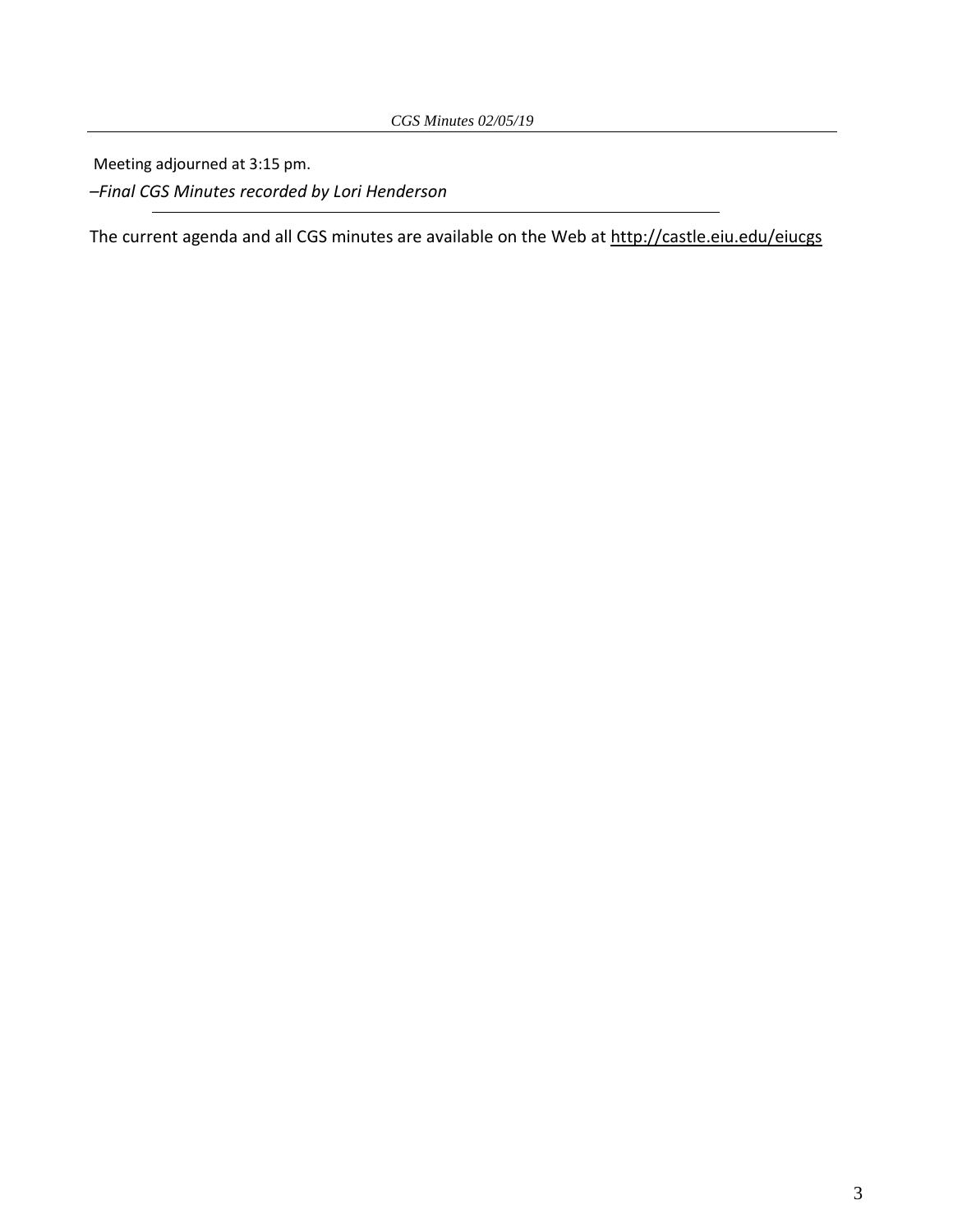Meeting adjourned at 3:15 pm.

*–Final CGS Minutes recorded by Lori Henderson*

---

The current agenda and all CGS minutes are available on the Web at http://castle.eiu.edu/eiucgs